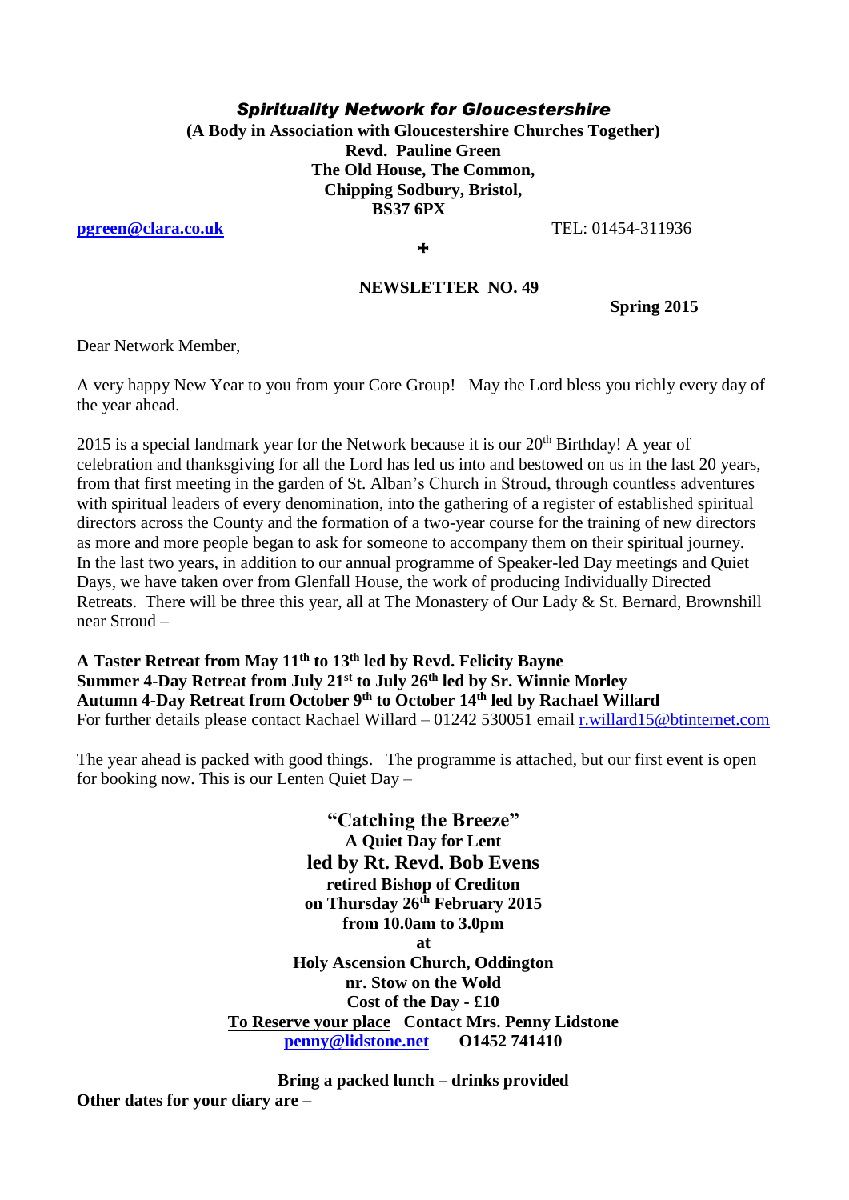***Spirituality Network for Gloucestershire***

**(A Body in Association with Gloucestershire Churches Together)**
**Revd. Pauline Green**
**The Old House, The Common,**
**Chipping Sodbury, Bristol,**
**BS37 6PX**

**pgreen@clara.co.uk** TEL: 01454-311936

+

**NEWSLETTER NO. 49**

**Spring 2015**

Dear Network Member,

A very happy New Year to you from your Core Group! May the Lord bless you richly every day of the year ahead.

2015 is a special landmark year for the Network because it is our 20th Birthday! A year of celebration and thanksgiving for all the Lord has led us into and bestowed on us in the last 20 years, from that first meeting in the garden of St. Alban's Church in Stroud, through countless adventures with spiritual leaders of every denomination, into the gathering of a register of established spiritual directors across the County and the formation of a two-year course for the training of new directors as more and more people began to ask for someone to accompany them on their spiritual journey. In the last two years, in addition to our annual programme of Speaker-led Day meetings and Quiet Days, we have taken over from Glenfall House, the work of producing Individually Directed Retreats. There will be three this year, all at The Monastery of Our Lady & St. Bernard, Brownshill near Stroud –

**A Taster Retreat from May 11th to 13th led by Revd. Felicity Bayne**
**Summer 4-Day Retreat from July 21st to July 26th led by Sr. Winnie Morley**
**Autumn 4-Day Retreat from October 9th to October 14th led by Rachael Willard**
For further details please contact Rachael Willard – 01242 530051 email r.willard15@btinternet.com

The year ahead is packed with good things. The programme is attached, but our first event is open for booking now. This is our Lenten Quiet Day –

**"Catching the Breeze"**
**A Quiet Day for Lent**
**led by Rt. Revd. Bob Evens**
**retired Bishop of Crediton**
**on Thursday 26th February 2015**
**from 10.0am to 3.0pm**
**at**
**Holy Ascension Church, Oddington**
**nr. Stow on the Wold**
**Cost of the Day - £10**
**To Reserve your place** **Contact Mrs. Penny Lidstone**
**penny@lidstone.net** **O1452 741410**

**Bring a packed lunch – drinks provided**

**Other dates for your diary are –**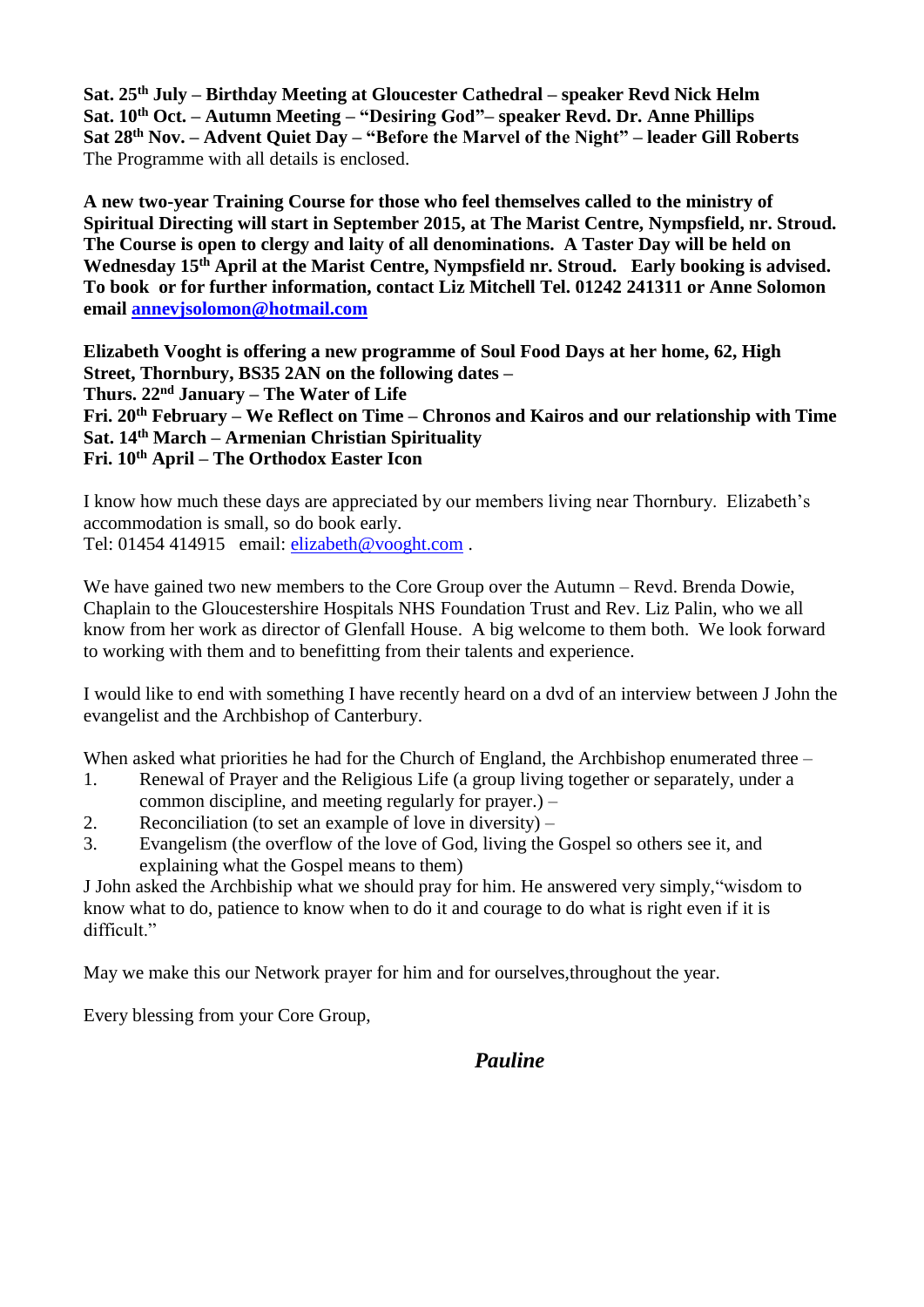**Sat. 25th July – Birthday Meeting at Gloucester Cathedral – speaker Revd Nick Helm**
**Sat. 10th Oct. – Autumn Meeting – "Desiring God"– speaker Revd. Dr. Anne Phillips**
**Sat 28th Nov. – Advent Quiet Day – "Before the Marvel of the Night" – leader Gill Roberts**
The Programme with all details is enclosed.

**A new two-year Training Course for those who feel themselves called to the ministry of Spiritual Directing will start in September 2015, at The Marist Centre, Nympsfield, nr. Stroud. The Course is open to clergy and laity of all denominations. A Taster Day will be held on Wednesday 15th April at the Marist Centre, Nympsfield nr. Stroud. Early booking is advised. To book or for further information, contact Liz Mitchell Tel. 01242 241311 or Anne Solomon email annevjsolomon@hotmail.com**

**Elizabeth Vooght is offering a new programme of Soul Food Days at her home, 62, High Street, Thornbury, BS35 2AN on the following dates –**
**Thurs. 22nd January – The Water of Life**
**Fri. 20th February – We Reflect on Time – Chronos and Kairos and our relationship with Time**
**Sat. 14th March – Armenian Christian Spirituality**
**Fri. 10th April – The Orthodox Easter Icon**

I know how much these days are appreciated by our members living near Thornbury. Elizabeth's accommodation is small, so do book early.
Tel: 01454 414915 email: elizabeth@vooght.com .

We have gained two new members to the Core Group over the Autumn – Revd. Brenda Dowie, Chaplain to the Gloucestershire Hospitals NHS Foundation Trust and Rev. Liz Palin, who we all know from her work as director of Glenfall House. A big welcome to them both. We look forward to working with them and to benefitting from their talents and experience.

I would like to end with something I have recently heard on a dvd of an interview between J John the evangelist and the Archbishop of Canterbury.

When asked what priorities he had for the Church of England, the Archbishop enumerated three –

1. Renewal of Prayer and the Religious Life (a group living together or separately, under a common discipline, and meeting regularly for prayer.) –
2. Reconciliation (to set an example of love in diversity) –
3. Evangelism (the overflow of the love of God, living the Gospel so others see it, and explaining what the Gospel means to them)

J John asked the Archbiship what we should pray for him. He answered very simply,"wisdom to know what to do, patience to know when to do it and courage to do what is right even if it is difficult."

May we make this our Network prayer for him and for ourselves,throughout the year.

Every blessing from your Core Group,

***Pauline***